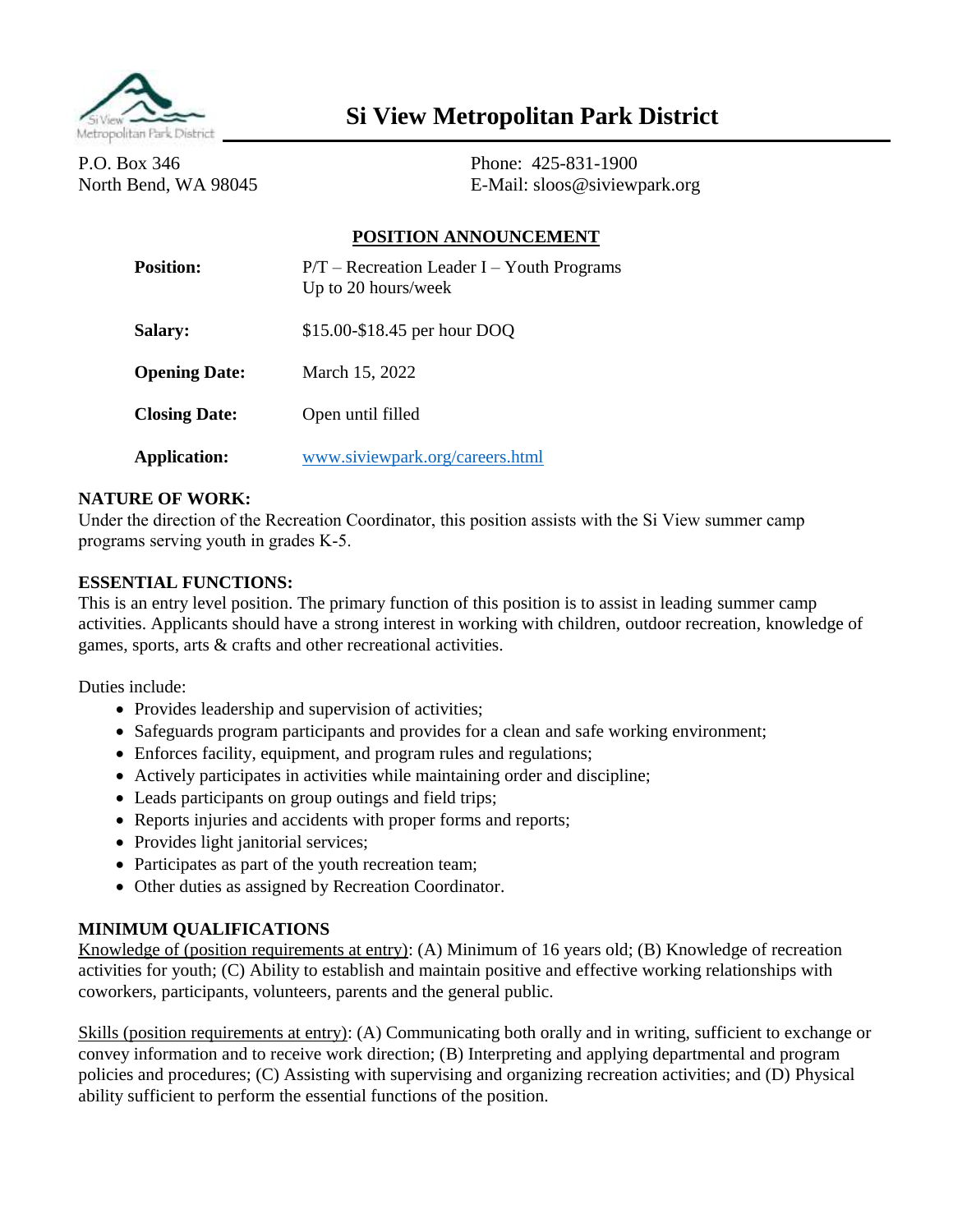# Si View Metropolitan Park District

P.O. Box 346
North Bend, WA 98045

Phone: 425-831-1900
E-Mail: sloos@siviewpark.org

## POSITION ANNOUNCEMENT

| | |
|---|---|
| **Position:** | P/T – Recreation Leader I – Youth Programs<br>Up to 20 hours/week |
| **Salary:** | $15.00-$18.45 per hour DOQ |
| **Opening Date:** | March 15, 2022 |
| **Closing Date:** | Open until filled |
| **Application:** | www.siviewpark.org/careers.html |

### NATURE OF WORK:

Under the direction of the Recreation Coordinator, this position assists with the Si View summer camp programs serving youth in grades K-5.

### ESSENTIAL FUNCTIONS:

This is an entry level position. The primary function of this position is to assist in leading summer camp activities. Applicants should have a strong interest in working with children, outdoor recreation, knowledge of games, sports, arts & crafts and other recreational activities.

Duties include:

- Provides leadership and supervision of activities;
- Safeguards program participants and provides for a clean and safe working environment;
- Enforces facility, equipment, and program rules and regulations;
- Actively participates in activities while maintaining order and discipline;
- Leads participants on group outings and field trips;
- Reports injuries and accidents with proper forms and reports;
- Provides light janitorial services;
- Participates as part of the youth recreation team;
- Other duties as assigned by Recreation Coordinator.

### MINIMUM QUALIFICATIONS

Knowledge of (position requirements at entry): (A) Minimum of 16 years old; (B) Knowledge of recreation activities for youth; (C) Ability to establish and maintain positive and effective working relationships with coworkers, participants, volunteers, parents and the general public.

Skills (position requirements at entry): (A) Communicating both orally and in writing, sufficient to exchange or convey information and to receive work direction; (B) Interpreting and applying departmental and program policies and procedures; (C) Assisting with supervising and organizing recreation activities; and (D) Physical ability sufficient to perform the essential functions of the position.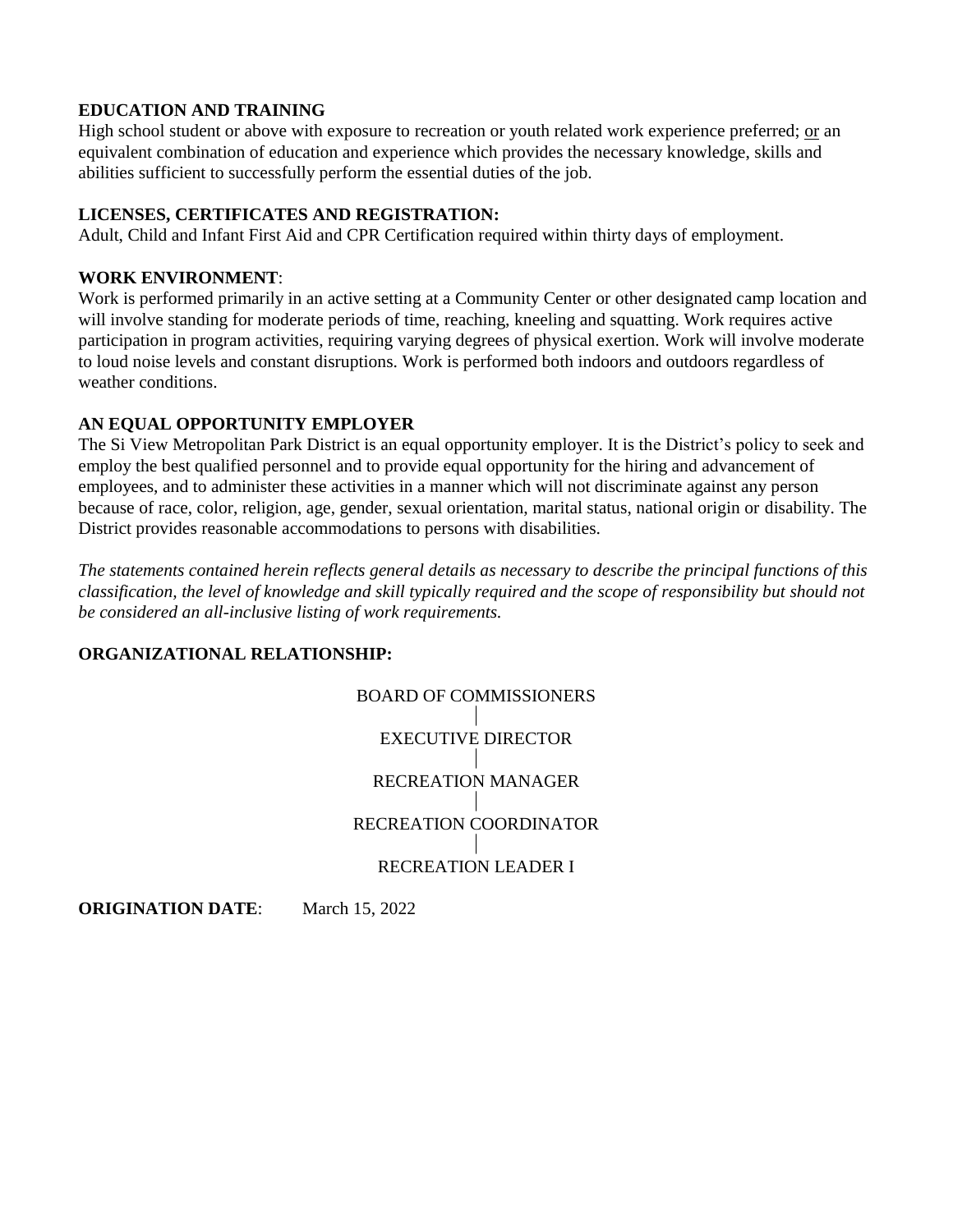**EDUCATION AND TRAINING**
High school student or above with exposure to recreation or youth related work experience preferred; <u>or</u> an equivalent combination of education and experience which provides the necessary knowledge, skills and abilities sufficient to successfully perform the essential duties of the job.

**LICENSES, CERTIFICATES AND REGISTRATION:**
Adult, Child and Infant First Aid and CPR Certification required within thirty days of employment.

**WORK ENVIRONMENT**:
Work is performed primarily in an active setting at a Community Center or other designated camp location and will involve standing for moderate periods of time, reaching, kneeling and squatting. Work requires active participation in program activities, requiring varying degrees of physical exertion. Work will involve moderate to loud noise levels and constant disruptions. Work is performed both indoors and outdoors regardless of weather conditions.

**AN EQUAL OPPORTUNITY EMPLOYER**
The Si View Metropolitan Park District is an equal opportunity employer. It is the District's policy to seek and employ the best qualified personnel and to provide equal opportunity for the hiring and advancement of employees, and to administer these activities in a manner which will not discriminate against any person because of race, color, religion, age, gender, sexual orientation, marital status, national origin or disability. The District provides reasonable accommodations to persons with disabilities.

*The statements contained herein reflects general details as necessary to describe the principal functions of this classification, the level of knowledge and skill typically required and the scope of responsibility but should not be considered an all-inclusive listing of work requirements.*

**ORGANIZATIONAL RELATIONSHIP:**

BOARD OF COMMISSIONERS

EXECUTIVE DIRECTOR

RECREATION MANAGER

RECREATION COORDINATOR

RECREATION LEADER I

**ORIGINATION DATE**: March 15, 2022